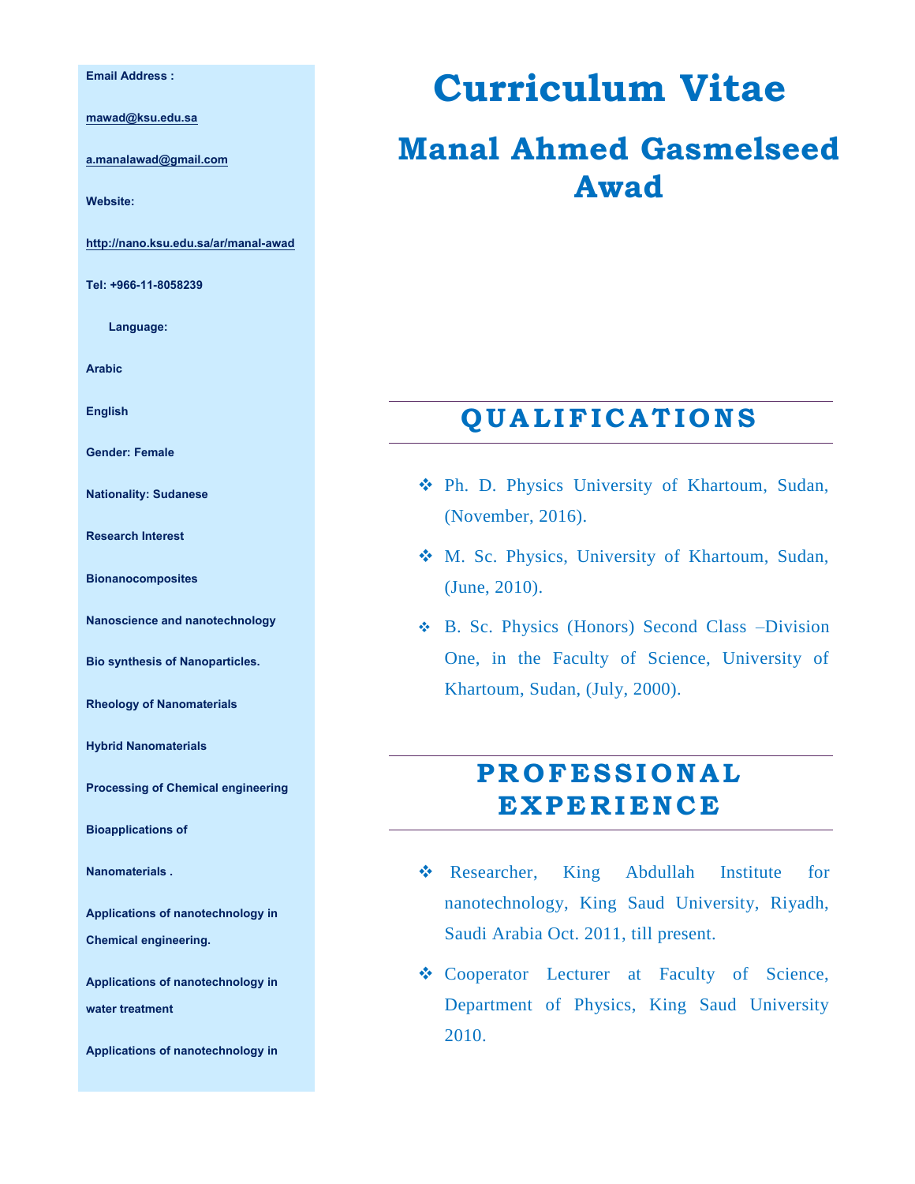# Curriculum Vitae

# Manal Ahmed Gasmelseed Awad

**Email Address :**

**mawad@ksu.edu.sa**

**a.manalawad@gmail.com**

**Website:**

**http://nano.ksu.edu.sa/ar/manal-awad**

**Tel: +966-11-8058239**

**Language:**

**Arabic**

**English**

**Gender: Female**

**Nationality: Sudanese**

**Research Interest**

**Bionanocomposites**

**Nanoscience and nanotechnology**

**Bio synthesis of Nanoparticles.**

**Rheology of Nanomaterials**

**Hybrid Nanomaterials**

**Processing of Chemical engineering**

**Bioapplications of**

**Nanomaterials .**

**Applications of nanotechnology in Chemical engineering.**

**Applications of nanotechnology in water treatment**

**Applications of nanotechnology in**

## QUALIFICATIONS

- Ph. D. Physics University of Khartoum, Sudan, (November, 2016).
- M. Sc. Physics, University of Khartoum, Sudan, (June, 2010).
- B. Sc. Physics (Honors) Second Class –Division One, in the Faculty of Science, University of Khartoum, Sudan, (July, 2000).

## PROFESSIONAL EXPERIENCE

- Researcher, King Abdullah Institute for nanotechnology, King Saud University, Riyadh, Saudi Arabia Oct. 2011, till present.
- Cooperator Lecturer at Faculty of Science, Department of Physics, King Saud University 2010.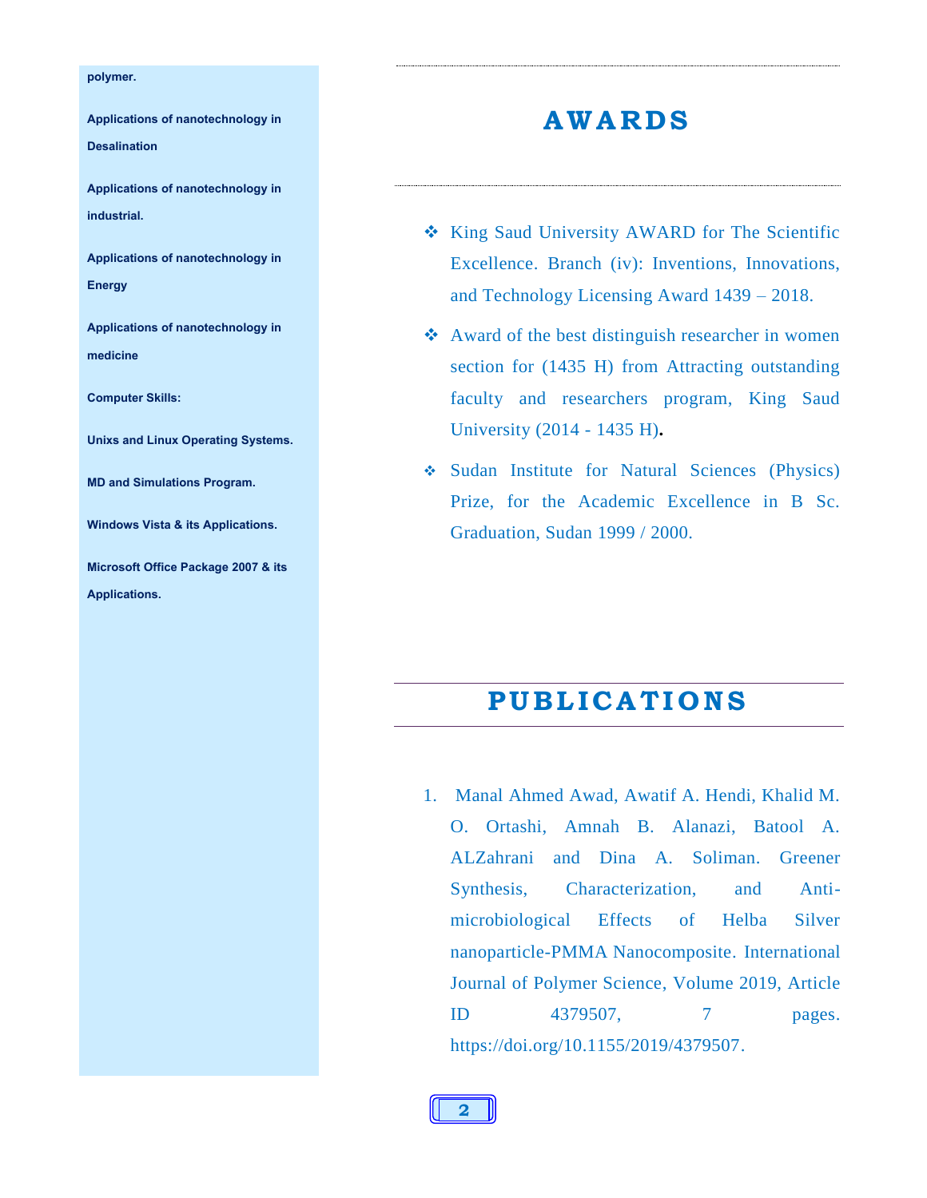polymer.

Applications of nanotechnology in Desalination

Applications of nanotechnology in industrial.

Applications of nanotechnology in Energy

Applications of nanotechnology in medicine

**Computer Skills:**

Unixs and Linux Operating Systems.

MD and Simulations Program.

Windows Vista & its Applications.

Microsoft Office Package 2007 & its Applications.

## AWARDS

- King Saud University AWARD for The Scientific Excellence. Branch (iv): Inventions, Innovations, and Technology Licensing Award 1439 – 2018.
- Award of the best distinguish researcher in women section for (1435 H) from Attracting outstanding faculty and researchers program, King Saud University (2014 - 1435 H).
- Sudan Institute for Natural Sciences (Physics) Prize, for the Academic Excellence in B Sc. Graduation, Sudan 1999 / 2000.

## PUBLICATIONS

1. Manal Ahmed Awad, Awatif A. Hendi, Khalid M. O. Ortashi, Amnah B. Alanazi, Batool A. ALZahrani and Dina A. Soliman. Greener Synthesis, Characterization, and Anti-microbiological Effects of Helba Silver nanoparticle-PMMA Nanocomposite. International Journal of Polymer Science, Volume 2019, Article ID 4379507, 7 pages. https://doi.org/10.1155/2019/4379507.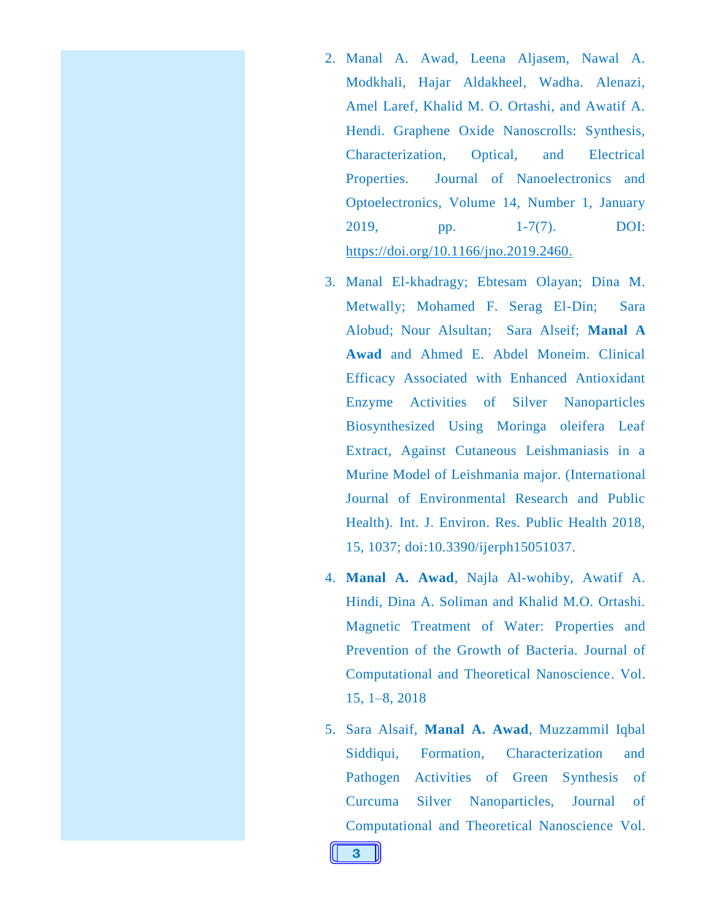2. Manal A. Awad, Leena Aljasem, Nawal A. Modkhali, Hajar Aldakheel, Wadha. Alenazi, Amel Laref, Khalid M. O. Ortashi, and Awatif A. Hendi. Graphene Oxide Nanoscrolls: Synthesis, Characterization, Optical, and Electrical Properties. Journal of Nanoelectronics and Optoelectronics, Volume 14, Number 1, January 2019, pp. 1-7(7). DOI: https://doi.org/10.1166/jno.2019.2460.

3. Manal El-khadragy; Ebtesam Olayan; Dina M. Metwally; Mohamed F. Serag El-Din; Sara Alobud; Nour Alsultan; Sara Alseif; **Manal A Awad** and Ahmed E. Abdel Moneim. Clinical Efficacy Associated with Enhanced Antioxidant Enzyme Activities of Silver Nanoparticles Biosynthesized Using Moringa oleifera Leaf Extract, Against Cutaneous Leishmaniasis in a Murine Model of Leishmania major. (International Journal of Environmental Research and Public Health). Int. J. Environ. Res. Public Health 2018, 15, 1037; doi:10.3390/ijerph15051037.

4. **Manal A. Awad**, Najla Al-wohiby, Awatif A. Hindi, Dina A. Soliman and Khalid M.O. Ortashi. Magnetic Treatment of Water: Properties and Prevention of the Growth of Bacteria. Journal of Computational and Theoretical Nanoscience. Vol. 15, 1–8, 2018

5. Sara Alsaif, **Manal A. Awad**, Muzzammil Iqbal Siddiqui, Formation, Characterization and Pathogen Activities of Green Synthesis of Curcuma Silver Nanoparticles, Journal of Computational and Theoretical Nanoscience Vol.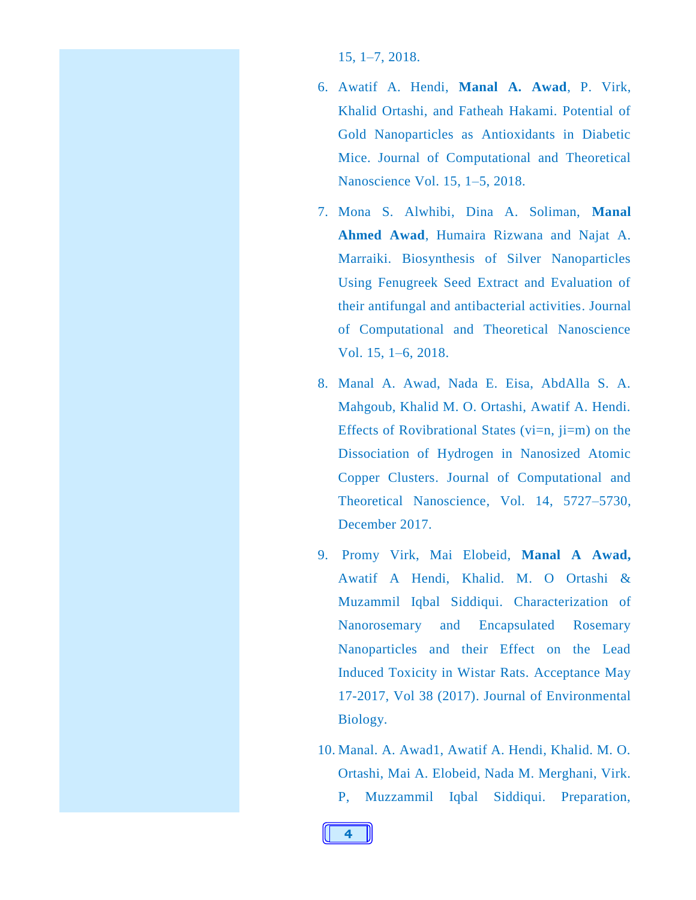15, 1–7, 2018.

6. Awatif A. Hendi, **Manal A. Awad**, P. Virk, Khalid Ortashi, and Fatheah Hakami. Potential of Gold Nanoparticles as Antioxidants in Diabetic Mice. Journal of Computational and Theoretical Nanoscience Vol. 15, 1–5, 2018.

7. Mona S. Alwhibi, Dina A. Soliman, **Manal Ahmed Awad**, Humaira Rizwana and Najat A. Marraiki. Biosynthesis of Silver Nanoparticles Using Fenugreek Seed Extract and Evaluation of their antifungal and antibacterial activities. Journal of Computational and Theoretical Nanoscience Vol. 15, 1–6, 2018.

8. Manal A. Awad, Nada E. Eisa, AbdAlla S. A. Mahgoub, Khalid M. O. Ortashi, Awatif A. Hendi. Effects of Rovibrational States (vi=n, ji=m) on the Dissociation of Hydrogen in Nanosized Atomic Copper Clusters. Journal of Computational and Theoretical Nanoscience, Vol. 14, 5727–5730, December 2017.

9. Promy Virk, Mai Elobeid, **Manal A Awad,** Awatif A Hendi, Khalid. M. O Ortashi & Muzammil Iqbal Siddiqui. Characterization of Nanorosemary and Encapsulated Rosemary Nanoparticles and their Effect on the Lead Induced Toxicity in Wistar Rats. Acceptance May 17-2017, Vol 38 (2017). Journal of Environmental Biology.

10. Manal. A. Awad1, Awatif A. Hendi, Khalid. M. O. Ortashi, Mai A. Elobeid, Nada M. Merghani, Virk. P, Muzzammil Iqbal Siddiqui. Preparation,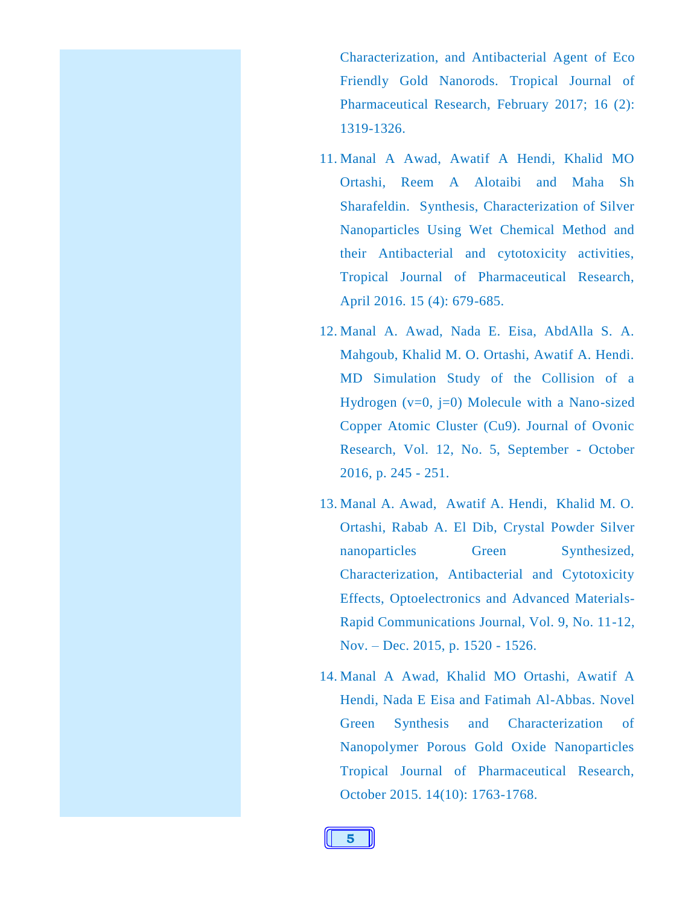Characterization, and Antibacterial Agent of Eco Friendly Gold Nanorods. Tropical Journal of Pharmaceutical Research, February 2017; 16 (2): 1319-1326.

11. Manal A Awad, Awatif A Hendi, Khalid MO Ortashi, Reem A Alotaibi and Maha Sh Sharafeldin. Synthesis, Characterization of Silver Nanoparticles Using Wet Chemical Method and their Antibacterial and cytotoxicity activities, Tropical Journal of Pharmaceutical Research, April 2016. 15 (4): 679-685.

12. Manal A. Awad, Nada E. Eisa, AbdAlla S. A. Mahgoub, Khalid M. O. Ortashi, Awatif A. Hendi. MD Simulation Study of the Collision of a Hydrogen (v=0, j=0) Molecule with a Nano-sized Copper Atomic Cluster (Cu9). Journal of Ovonic Research, Vol. 12, No. 5, September - October 2016, p. 245 - 251.

13. Manal A. Awad, Awatif A. Hendi, Khalid M. O. Ortashi, Rabab A. El Dib, Crystal Powder Silver nanoparticles Green Synthesized, Characterization, Antibacterial and Cytotoxicity Effects, Optoelectronics and Advanced Materials-Rapid Communications Journal, Vol. 9, No. 11-12, Nov. – Dec. 2015, p. 1520 - 1526.

14. Manal A Awad, Khalid MO Ortashi, Awatif A Hendi, Nada E Eisa and Fatimah Al-Abbas. Novel Green Synthesis and Characterization of Nanopolymer Porous Gold Oxide Nanoparticles Tropical Journal of Pharmaceutical Research, October 2015. 14(10): 1763-1768.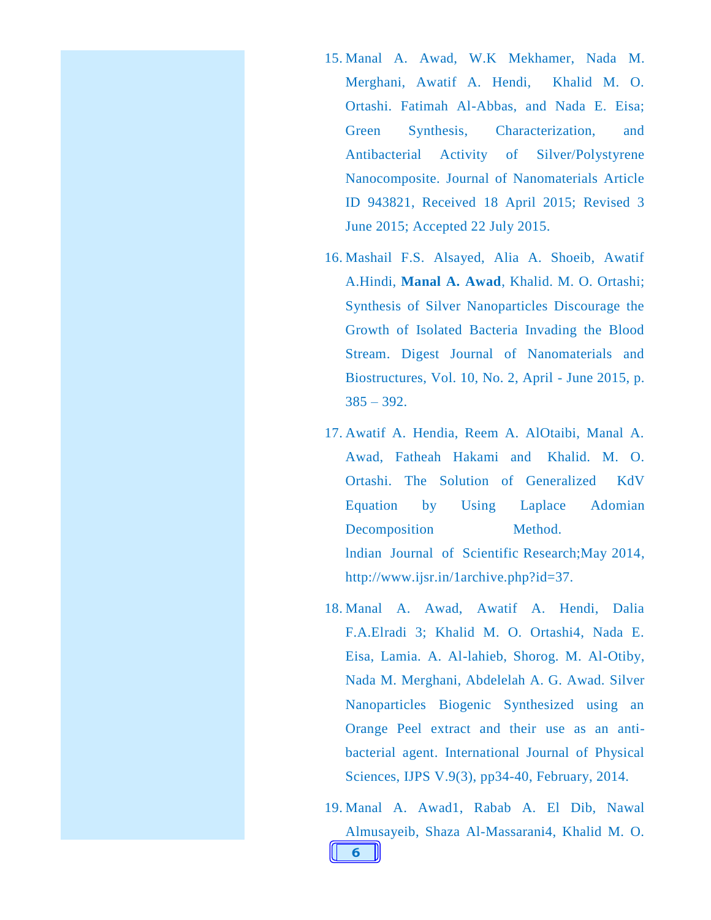15. Manal A. Awad, W.K Mekhamer, Nada M. Merghani, Awatif A. Hendi, Khalid M. O. Ortashi. Fatimah Al-Abbas, and Nada E. Eisa; Green Synthesis, Characterization, and Antibacterial Activity of Silver/Polystyrene Nanocomposite. Journal of Nanomaterials Article ID 943821, Received 18 April 2015; Revised 3 June 2015; Accepted 22 July 2015.

16. Mashail F.S. Alsayed, Alia A. Shoeib, Awatif A.Hindi, **Manal A. Awad**, Khalid. M. O. Ortashi; Synthesis of Silver Nanoparticles Discourage the Growth of Isolated Bacteria Invading the Blood Stream. Digest Journal of Nanomaterials and Biostructures, Vol. 10, No. 2, April - June 2015, p. 385 – 392.

17. Awatif A. Hendia, Reem A. AlOtaibi, Manal A. Awad, Fatheah Hakami and Khalid. M. O. Ortashi. The Solution of Generalized KdV Equation by Using Laplace Adomian Decomposition Method. lndian Journal of Scientific Research;May 2014, http://www.ijsr.in/1archive.php?id=37.

18. Manal A. Awad, Awatif A. Hendi, Dalia F.A.Elradi 3; Khalid M. O. Ortashi4, Nada E. Eisa, Lamia. A. Al-lahieb, Shorog. M. Al-Otiby, Nada M. Merghani, Abdelelah A. G. Awad. Silver Nanoparticles Biogenic Synthesized using an Orange Peel extract and their use as an anti-bacterial agent. International Journal of Physical Sciences, IJPS V.9(3), pp34-40, February, 2014.

19. Manal A. Awad1, Rabab A. El Dib, Nawal Almusayeib, Shaza Al-Massarani4, Khalid M. O.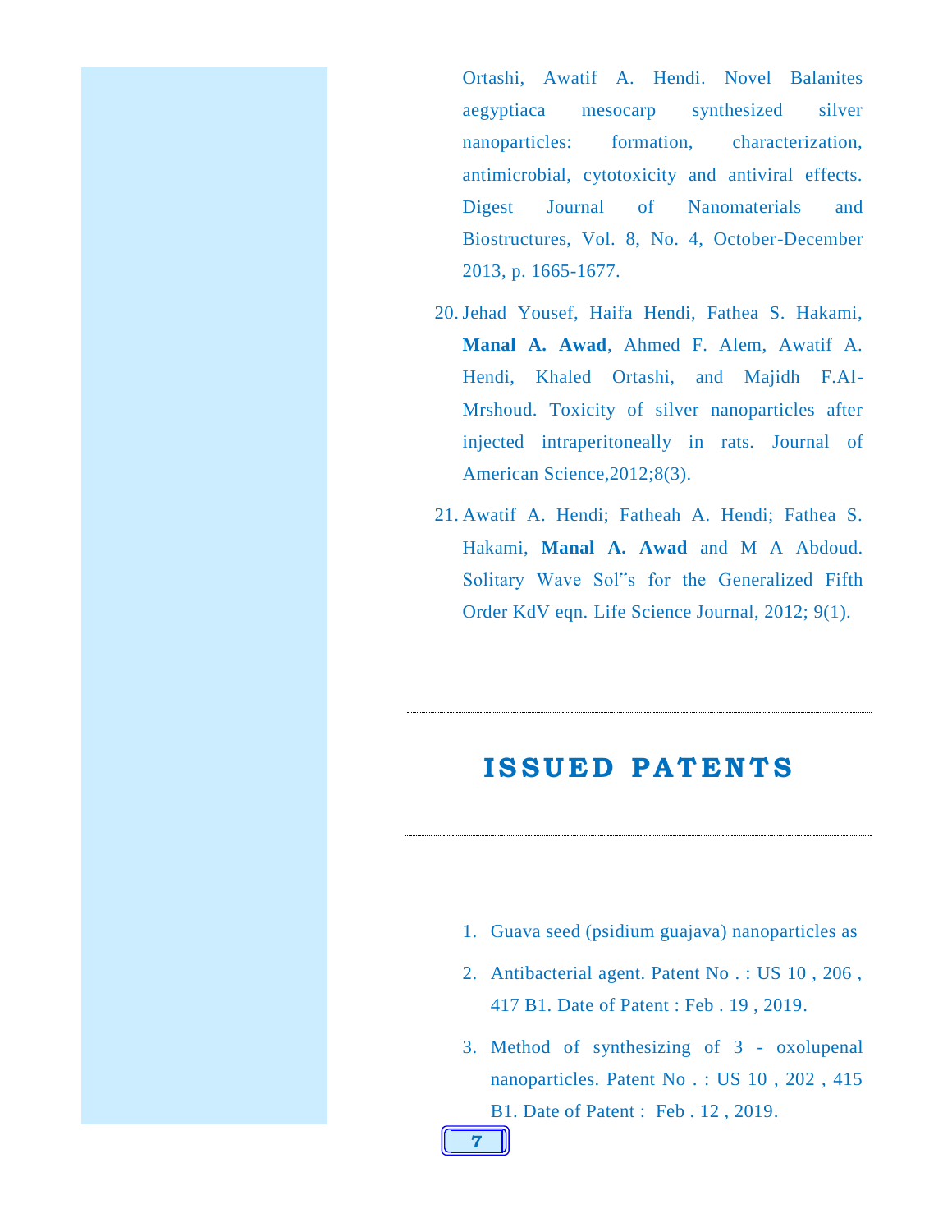Ortashi, Awatif A. Hendi. Novel Balanites aegyptiaca mesocarp synthesized silver nanoparticles: formation, characterization, antimicrobial, cytotoxicity and antiviral effects. Digest Journal of Nanomaterials and Biostructures, Vol. 8, No. 4, October-December 2013, p. 1665-1677.

20. Jehad Yousef, Haifa Hendi, Fathea S. Hakami, **Manal A. Awad**, Ahmed F. Alem, Awatif A. Hendi, Khaled Ortashi, and Majidh F.Al-Mrshoud. Toxicity of silver nanoparticles after injected intraperitoneally in rats. Journal of American Science,2012;8(3).

21. Awatif A. Hendi; Fatheah A. Hendi; Fathea S. Hakami, **Manal A. Awad** and M A Abdoud. Solitary Wave Sol‟s for the Generalized Fifth Order KdV eqn. Life Science Journal, 2012; 9(1).

## ISSUED PATENTS

1. Guava seed (psidium guajava) nanoparticles as
2. Antibacterial agent. Patent No . : US 10 , 206 , 417 B1. Date of Patent : Feb . 19 , 2019.
3. Method of synthesizing of 3 - oxolupenal nanoparticles. Patent No . : US 10 , 202 , 415 B1. Date of Patent : Feb . 12 , 2019.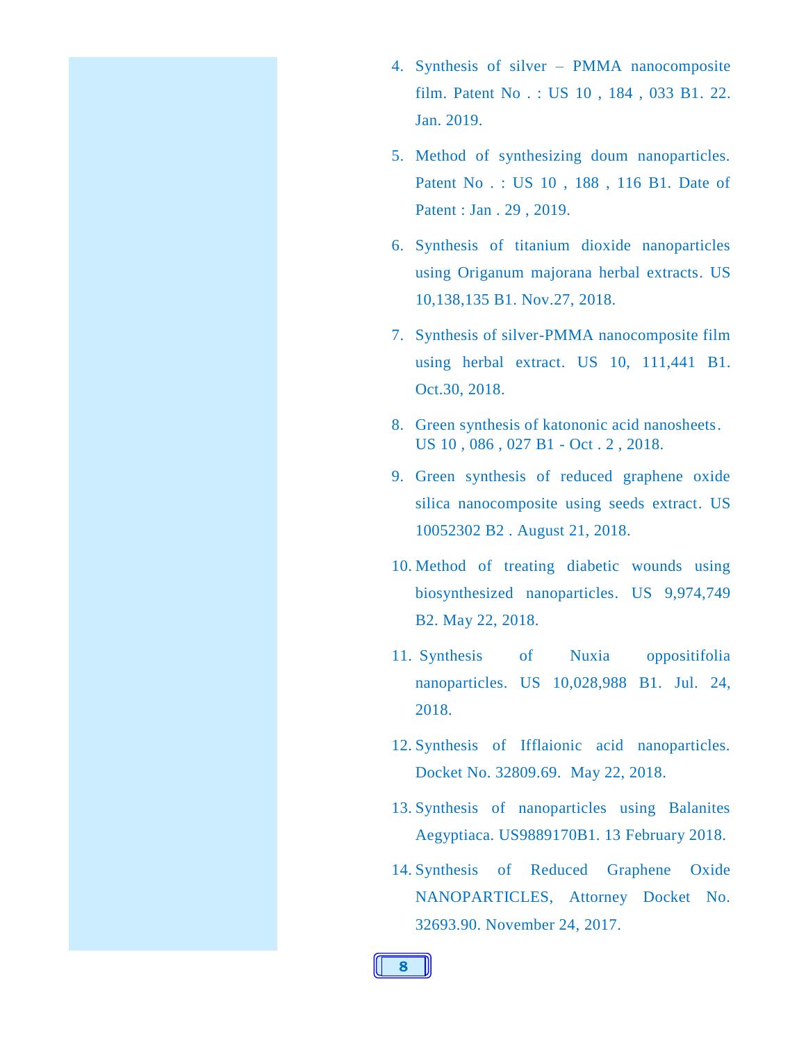4. Synthesis of silver – PMMA nanocomposite film. Patent No . : US 10 , 184 , 033 B1. 22. Jan. 2019.
5. Method of synthesizing doum nanoparticles. Patent No . : US 10 , 188 , 116 B1. Date of Patent : Jan . 29 , 2019.
6. Synthesis of titanium dioxide nanoparticles using Origanum majorana herbal extracts. US 10,138,135 B1. Nov.27, 2018.
7. Synthesis of silver-PMMA nanocomposite film using herbal extract. US 10, 111,441 B1. Oct.30, 2018.
8. Green synthesis of katononic acid nanosheets. US 10 , 086 , 027 B1 - Oct . 2 , 2018.
9. Green synthesis of reduced graphene oxide silica nanocomposite using seeds extract. US 10052302 B2 . August 21, 2018.
10. Method of treating diabetic wounds using biosynthesized nanoparticles. US 9,974,749 B2. May 22, 2018.
11. Synthesis of Nuxia oppositifolia nanoparticles. US 10,028,988 B1. Jul. 24, 2018.
12. Synthesis of Ifflaionic acid nanoparticles. Docket No. 32809.69. May 22, 2018.
13. Synthesis of nanoparticles using Balanites Aegyptiaca. US9889170B1. 13 February 2018.
14. Synthesis of Reduced Graphene Oxide NANOPARTICLES, Attorney Docket No. 32693.90. November 24, 2017.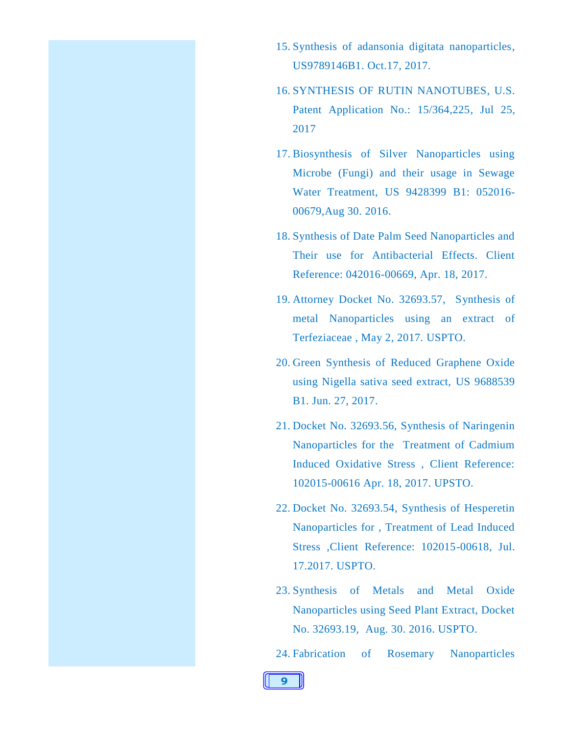15. Synthesis of adansonia digitata nanoparticles, US9789146B1. Oct.17, 2017.
16. SYNTHESIS OF RUTIN NANOTUBES, U.S. Patent Application No.: 15/364,225, Jul 25, 2017
17. Biosynthesis of Silver Nanoparticles using Microbe (Fungi) and their usage in Sewage Water Treatment, US 9428399 B1: 052016-00679,Aug 30. 2016.
18. Synthesis of Date Palm Seed Nanoparticles and Their use for Antibacterial Effects. Client Reference: 042016-00669, Apr. 18, 2017.
19. Attorney Docket No. 32693.57, Synthesis of metal Nanoparticles using an extract of Terfeziaceae , May 2, 2017. USPTO.
20. Green Synthesis of Reduced Graphene Oxide using Nigella sativa seed extract, US 9688539 B1. Jun. 27, 2017.
21. Docket No. 32693.56, Synthesis of Naringenin Nanoparticles for the Treatment of Cadmium Induced Oxidative Stress , Client Reference: 102015-00616 Apr. 18, 2017. UPSTO.
22. Docket No. 32693.54, Synthesis of Hesperetin Nanoparticles for , Treatment of Lead Induced Stress ,Client Reference: 102015-00618, Jul. 17.2017. USPTO.
23. Synthesis of Metals and Metal Oxide Nanoparticles using Seed Plant Extract, Docket No. 32693.19, Aug. 30. 2016. USPTO.
24. Fabrication of Rosemary Nanoparticles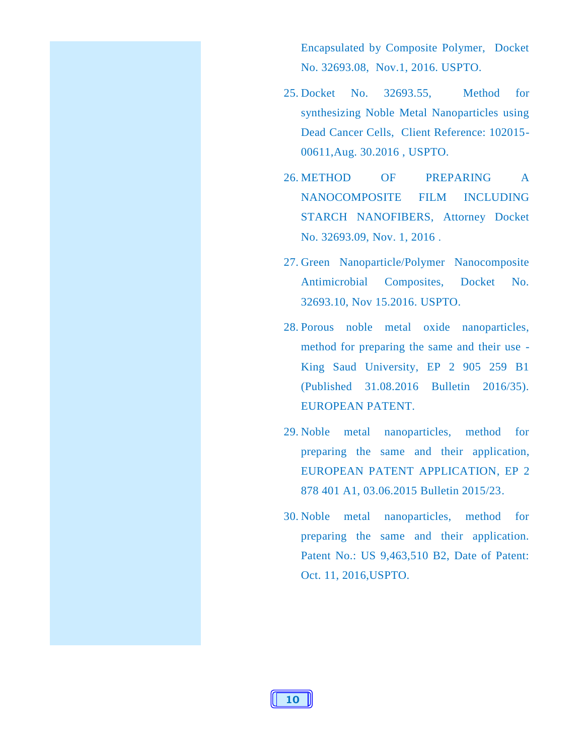Encapsulated by Composite Polymer, Docket No. 32693.08, Nov.1, 2016. USPTO.

25. Docket No. 32693.55, Method for synthesizing Noble Metal Nanoparticles using Dead Cancer Cells, Client Reference: 102015-00611,Aug. 30.2016 , USPTO.

26. METHOD OF PREPARING A NANOCOMPOSITE FILM INCLUDING STARCH NANOFIBERS, Attorney Docket No. 32693.09, Nov. 1, 2016 .

27. Green Nanoparticle/Polymer Nanocomposite Antimicrobial Composites, Docket No. 32693.10, Nov 15.2016. USPTO.

28. Porous noble metal oxide nanoparticles, method for preparing the same and their use - King Saud University, EP 2 905 259 B1 (Published 31.08.2016 Bulletin 2016/35). EUROPEAN PATENT.

29. Noble metal nanoparticles, method for preparing the same and their application, EUROPEAN PATENT APPLICATION, EP 2 878 401 A1, 03.06.2015 Bulletin 2015/23.

30. Noble metal nanoparticles, method for preparing the same and their application. Patent No.: US 9,463,510 B2, Date of Patent: Oct. 11, 2016,USPTO.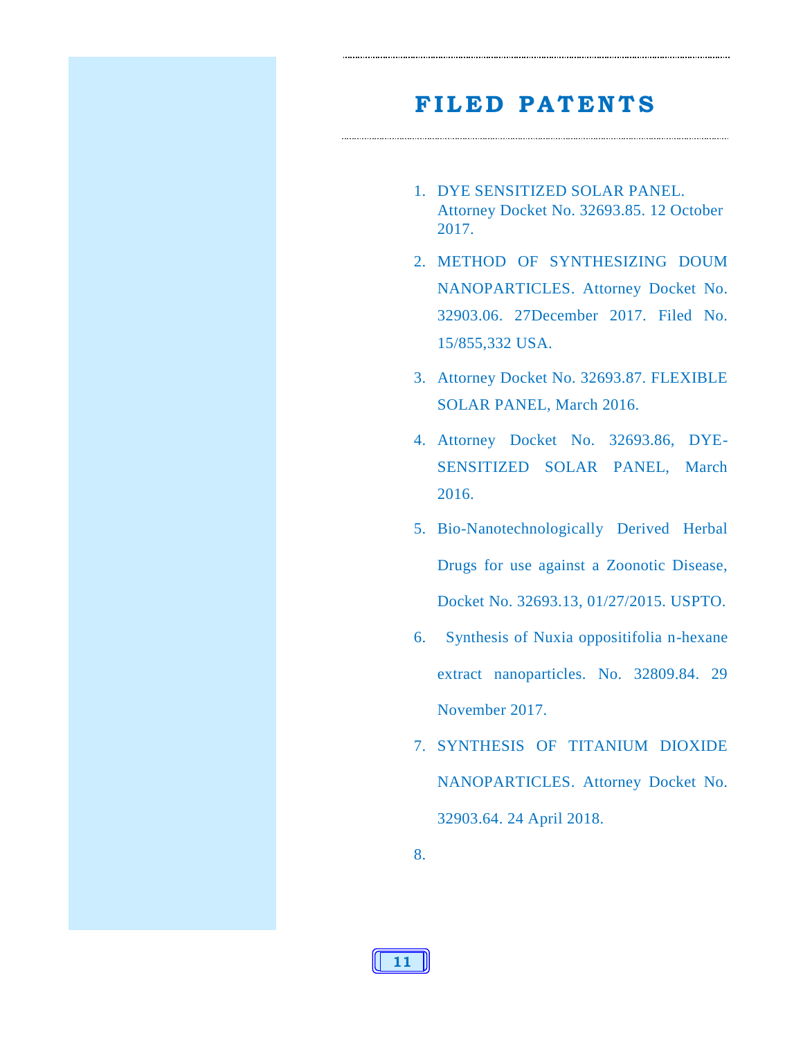# FILED PATENTS

1. DYE SENSITIZED SOLAR PANEL. Attorney Docket No. 32693.85. 12 October 2017.
2. METHOD OF SYNTHESIZING DOUM NANOPARTICLES. Attorney Docket No. 32903.06. 27December 2017. Filed No. 15/855,332 USA.
3. Attorney Docket No. 32693.87. FLEXIBLE SOLAR PANEL, March 2016.
4. Attorney Docket No. 32693.86, DYE-SENSITIZED SOLAR PANEL, March 2016.
5. Bio-Nanotechnologically Derived Herbal Drugs for use against a Zoonotic Disease, Docket No. 32693.13, 01/27/2015. USPTO.
6. Synthesis of Nuxia oppositifolia n-hexane extract nanoparticles. No. 32809.84. 29 November 2017.
7. SYNTHESIS OF TITANIUM DIOXIDE NANOPARTICLES. Attorney Docket No. 32903.64. 24 April 2018.
8.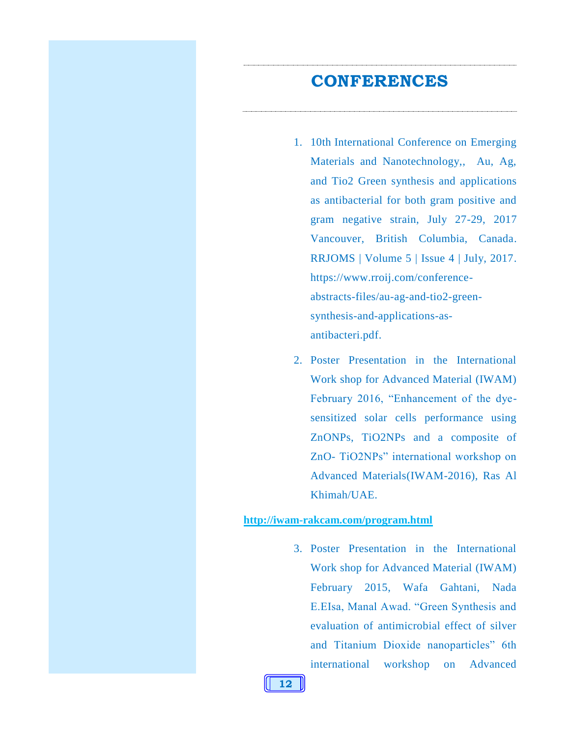# CONFERENCES

1. 10th International Conference on Emerging Materials and Nanotechnology,, Au, Ag, and Tio2 Green synthesis and applications as antibacterial for both gram positive and gram negative strain, July 27-29, 2017 Vancouver, British Columbia, Canada. RRJOMS | Volume 5 | Issue 4 | July, 2017. https://www.rroij.com/conference-abstracts-files/au-ag-and-tio2-green-synthesis-and-applications-as-antibacteri.pdf.

2. Poster Presentation in the International Work shop for Advanced Material (IWAM) February 2016, "Enhancement of the dye-sensitized solar cells performance using ZnONPs, TiO2NPs and a composite of ZnO- TiO2NPs" international workshop on Advanced Materials(IWAM-2016), Ras Al Khimah/UAE.

**http://iwam-rakcam.com/program.html**

3. Poster Presentation in the International Work shop for Advanced Material (IWAM) February 2015, Wafa Gahtani, Nada E.EIsa, Manal Awad. "Green Synthesis and evaluation of antimicrobial effect of silver and Titanium Dioxide nanoparticles" 6th international workshop on Advanced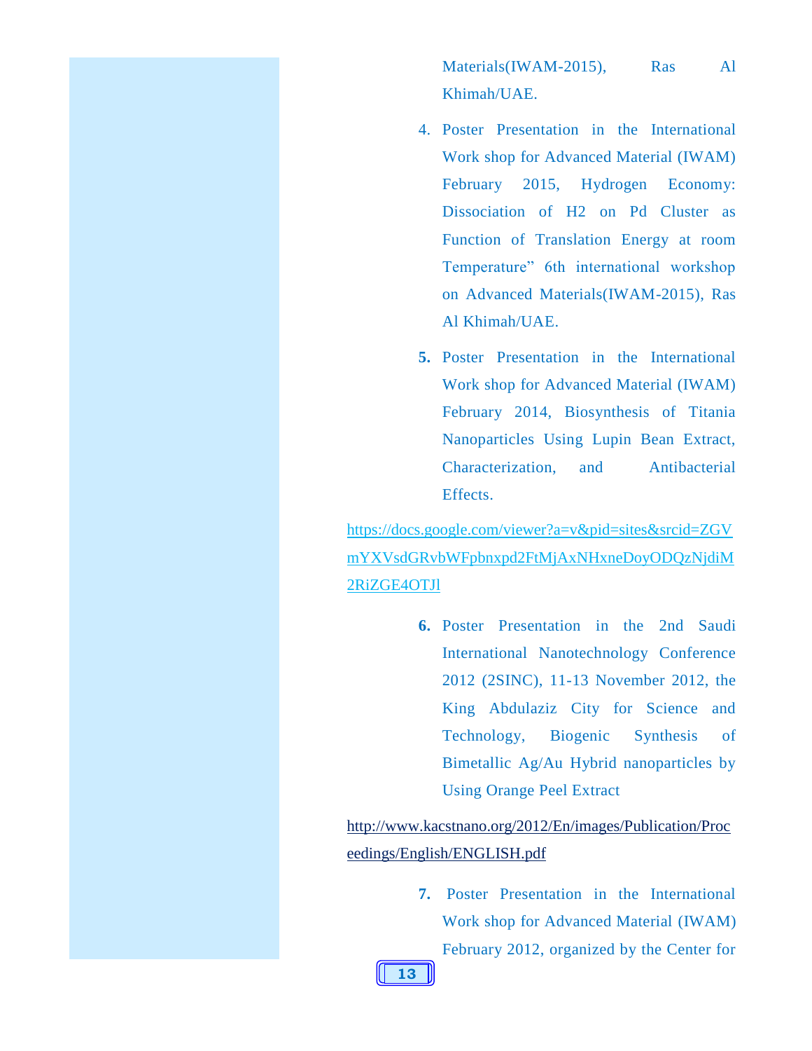Materials(IWAM-2015), Ras Al Khimah/UAE.

4. Poster Presentation in the International Work shop for Advanced Material (IWAM) February 2015, Hydrogen Economy: Dissociation of H2 on Pd Cluster as Function of Translation Energy at room Temperature” 6th international workshop on Advanced Materials(IWAM-2015), Ras Al Khimah/UAE.

5. Poster Presentation in the International Work shop for Advanced Material (IWAM) February 2014, Biosynthesis of Titania Nanoparticles Using Lupin Bean Extract, Characterization, and Antibacterial Effects.

https://docs.google.com/viewer?a=v&pid=sites&srcid=ZGVmYXVsdGRvbWFpbnxpd2FtMjAxNHxneDoyODQzNjdiM2RiZGE4OTJl

6. Poster Presentation in the 2nd Saudi International Nanotechnology Conference 2012 (2SINC), 11-13 November 2012, the King Abdulaziz City for Science and Technology, Biogenic Synthesis of Bimetallic Ag/Au Hybrid nanoparticles by Using Orange Peel Extract

http://www.kacstnano.org/2012/En/images/Publication/Proceedings/English/ENGLISH.pdf

7. Poster Presentation in the International Work shop for Advanced Material (IWAM) February 2012, organized by the Center for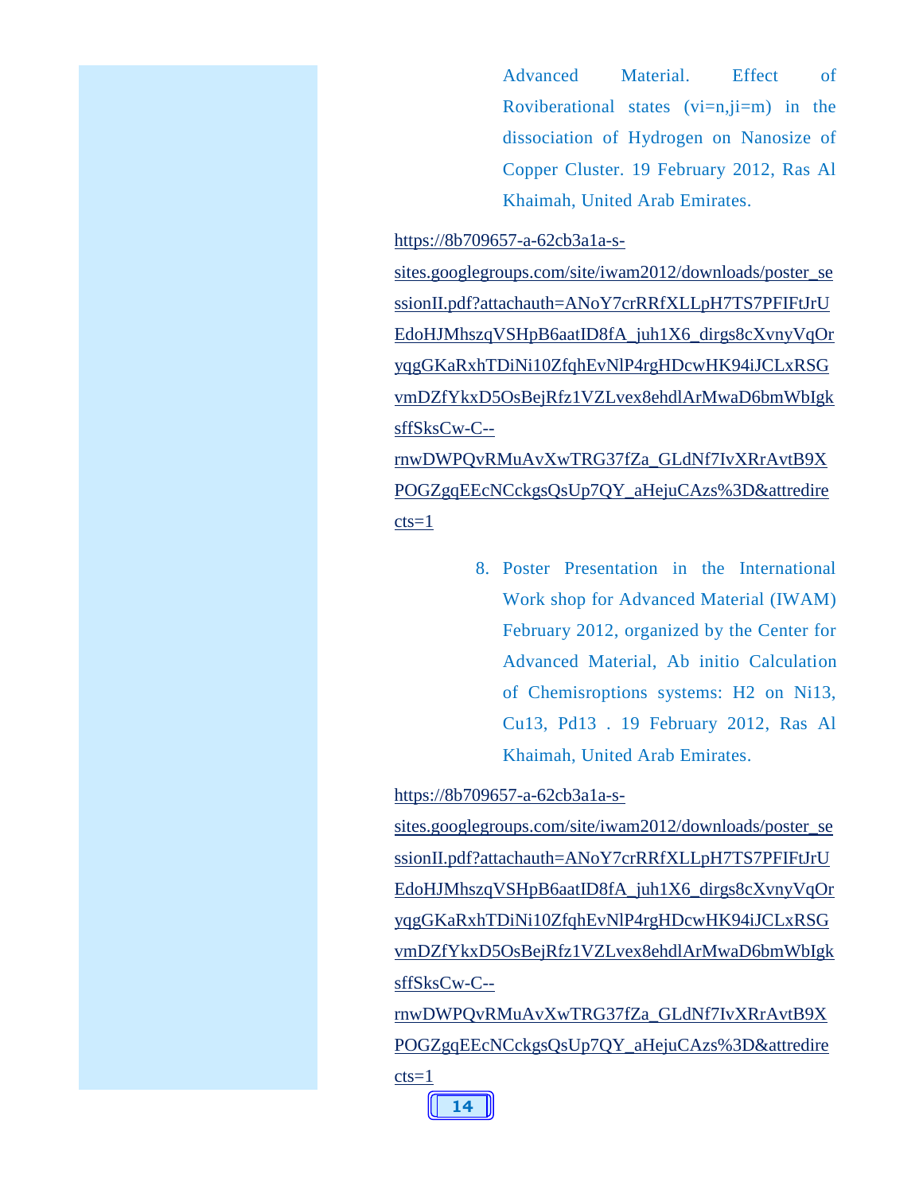Advanced Material. Effect of Rovibericational states (vi=n,ji=m) in the dissociation of Hydrogen on Nanosize of Copper Cluster. 19 February 2012, Ras Al Khaimah, United Arab Emirates.

https://8b709657-a-62cb3a1a-s-sites.googlegroups.com/site/iwam2012/downloads/poster_sessionII.pdf?attachauth=ANoY7crRRfXLLpH7TS7PFIFtJrUEdoHJMhszqVSHpB6aatID8fA_juh1X6_dirgs8cXvnyVqOryqgGKaRxhTDiNi10ZfqhEvNlP4rgHDcwHK94iJCLxRSGvmDZfYkxD5OsBejRfz1VZLvex8ehdlArMwaD6bmWbIgksffSksCw-C--rnwDWPQvRMuAvXwTRG37fZa_GLdNf7IvXRrAvtB9XPOGZgqEEcNCckgsQsUp7QY_aHejuCAzs%3D&attredirects=1

8. Poster Presentation in the International Work shop for Advanced Material (IWAM) February 2012, organized by the Center for Advanced Material, Ab initio Calculation of Chemisroptions systems: H2 on Ni13, Cu13, Pd13 . 19 February 2012, Ras Al Khaimah, United Arab Emirates.

https://8b709657-a-62cb3a1a-s-sites.googlegroups.com/site/iwam2012/downloads/poster_sessionII.pdf?attachauth=ANoY7crRRfXLLpH7TS7PFIFtJrUEdoHJMhszqVSHpB6aatID8fA_juh1X6_dirgs8cXvnyVqOryqgGKaRxhTDiNi10ZfqhEvNlP4rgHDcwHK94iJCLxRSGvmDZfYkxD5OsBejRfz1VZLvex8ehdlArMwaD6bmWbIgksffSksCw-C--rnwDWPQvRMuAvXwTRG37fZa_GLdNf7IvXRrAvtB9XPOGZgqEEcNCckgsQsUp7QY_aHejuCAzs%3D&attredirects=1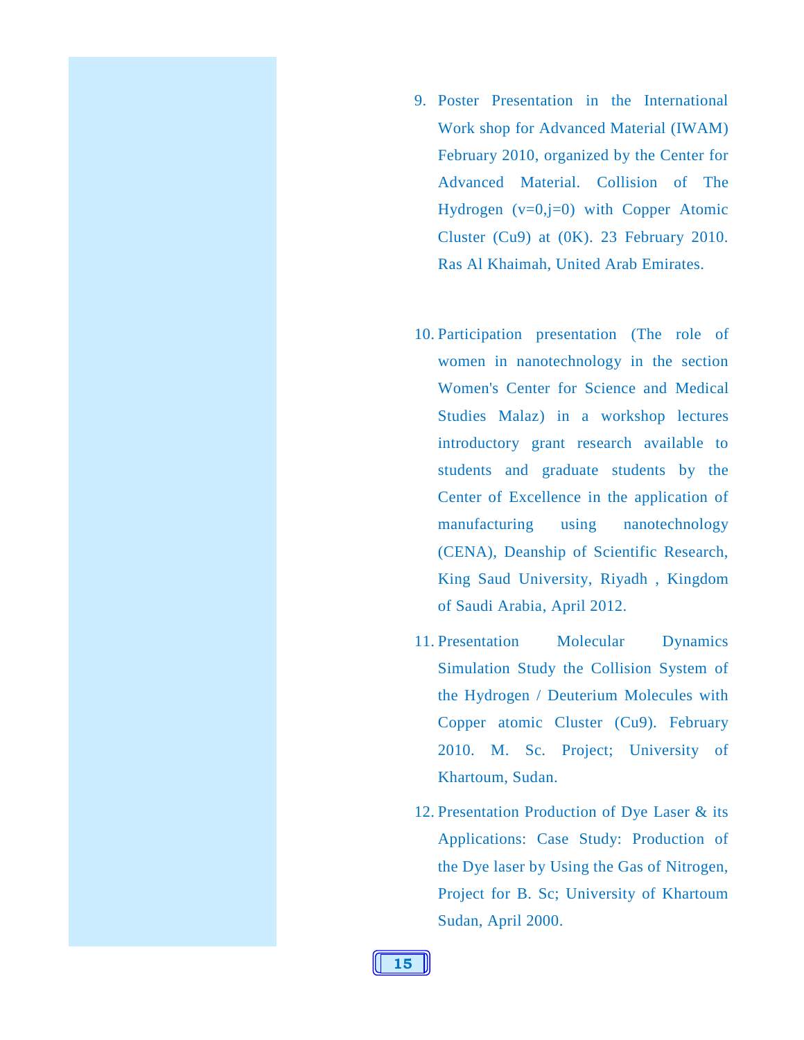9. Poster Presentation in the International Work shop for Advanced Material (IWAM) February 2010, organized by the Center for Advanced Material. Collision of The Hydrogen (v=0,j=0) with Copper Atomic Cluster (Cu9) at (0K). 23 February 2010. Ras Al Khaimah, United Arab Emirates.

10. Participation presentation (The role of women in nanotechnology in the section Women's Center for Science and Medical Studies Malaz) in a workshop lectures introductory grant research available to students and graduate students by the Center of Excellence in the application of manufacturing using nanotechnology (CENA), Deanship of Scientific Research, King Saud University, Riyadh , Kingdom of Saudi Arabia, April 2012.

11. Presentation Molecular Dynamics Simulation Study the Collision System of the Hydrogen / Deuterium Molecules with Copper atomic Cluster (Cu9). February 2010. M. Sc. Project; University of Khartoum, Sudan.

12. Presentation Production of Dye Laser & its Applications: Case Study: Production of the Dye laser by Using the Gas of Nitrogen, Project for B. Sc; University of Khartoum Sudan, April 2000.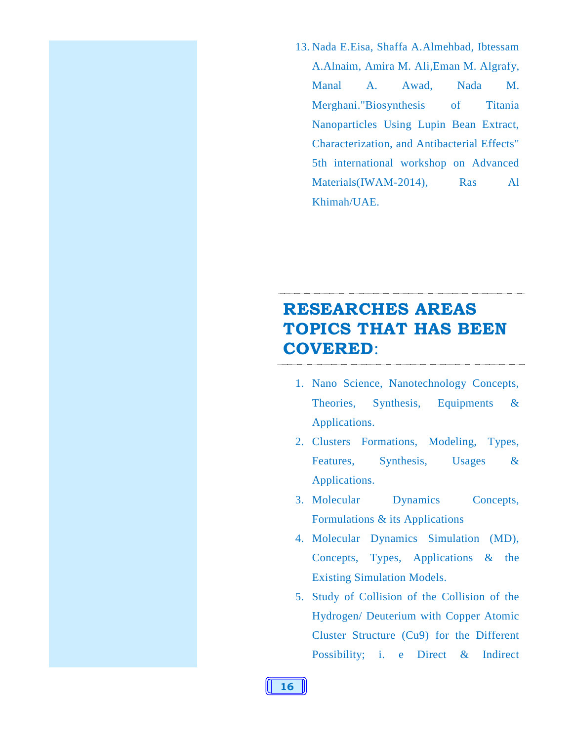13. Nada E.Eisa, Shaffa A.Almehbad, Ibtessam A.Alnaim, Amira M. Ali,Eman M. Algrafy, Manal A. Awad, Nada M. Merghani."Biosynthesis of Titania Nanoparticles Using Lupin Bean Extract, Characterization, and Antibacterial Effects" 5th international workshop on Advanced Materials(IWAM-2014), Ras Al Khimah/UAE.

## RESEARCHES AREAS TOPICS THAT HAS BEEN COVERED:

1. Nano Science, Nanotechnology Concepts, Theories, Synthesis, Equipments & Applications.
2. Clusters Formations, Modeling, Types, Features, Synthesis, Usages & Applications.
3. Molecular Dynamics Concepts, Formulations & its Applications
4. Molecular Dynamics Simulation (MD), Concepts, Types, Applications & the Existing Simulation Models.
5. Study of Collision of the Collision of the Hydrogen/ Deuterium with Copper Atomic Cluster Structure (Cu9) for the Different Possibility; i. e Direct & Indirect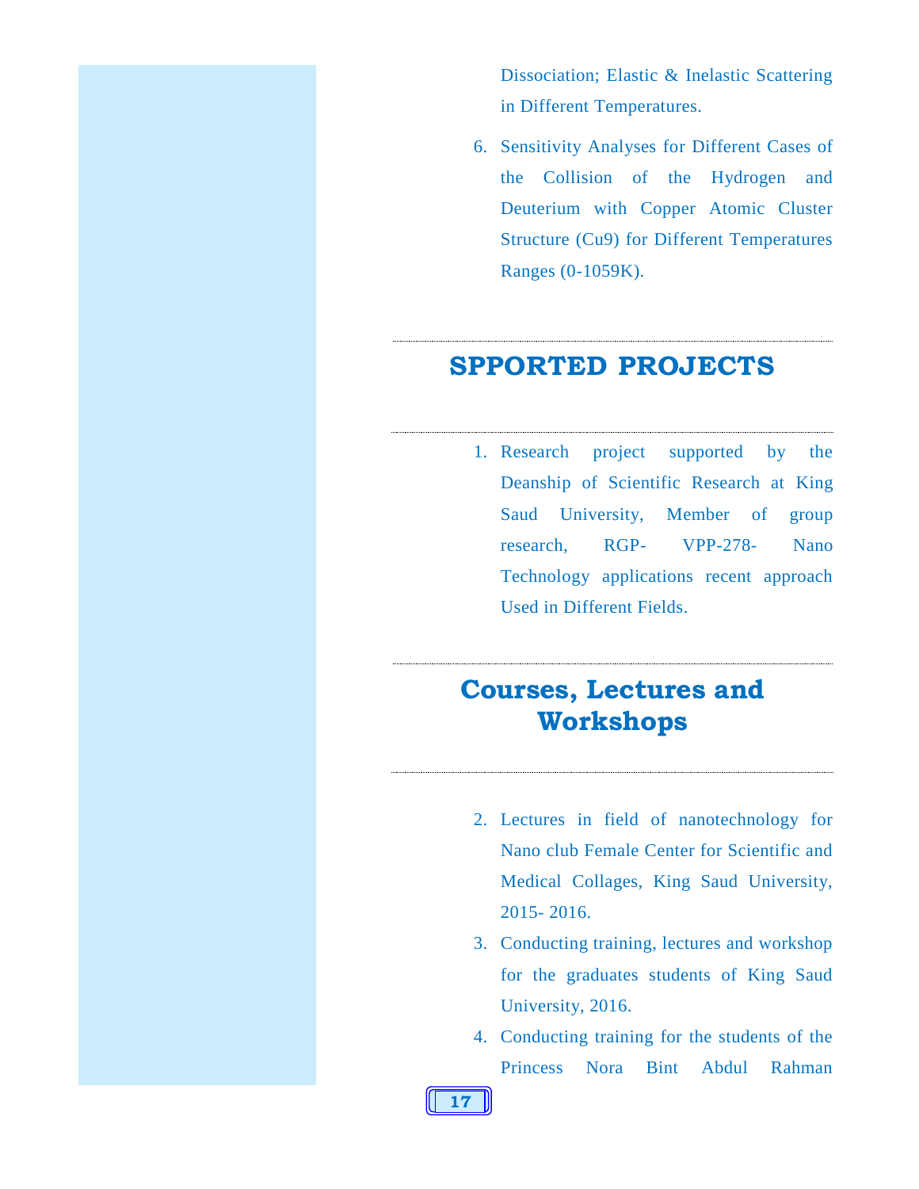Dissociation; Elastic & Inelastic Scattering in Different Temperatures.

6. Sensitivity Analyses for Different Cases of the Collision of the Hydrogen and Deuterium with Copper Atomic Cluster Structure (Cu9) for Different Temperatures Ranges (0-1059K).

## SPPORTED PROJECTS

1. Research project supported by the Deanship of Scientific Research at King Saud University, Member of group research, RGP- VPP-278- Nano Technology applications recent approach Used in Different Fields.

## Courses, Lectures and Workshops

2. Lectures in field of nanotechnology for Nano club Female Center for Scientific and Medical Collages, King Saud University, 2015- 2016.
3. Conducting training, lectures and workshop for the graduates students of King Saud University, 2016.
4. Conducting training for the students of the Princess Nora Bint Abdul Rahman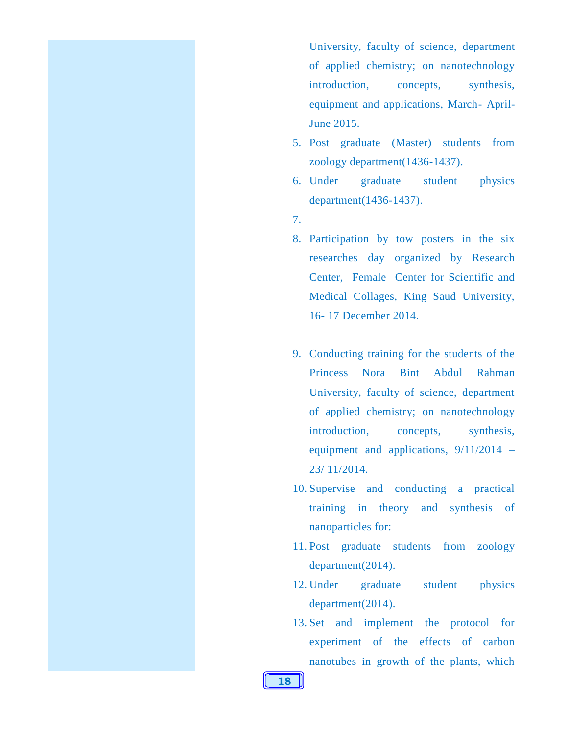University, faculty of science, department of applied chemistry; on nanotechnology introduction, concepts, synthesis, equipment and applications, March- April-June 2015.

5. Post graduate (Master) students from zoology department(1436-1437).
6. Under graduate student physics department(1436-1437).
7. 
8. Participation by tow posters in the six researches day organized by Research Center, Female Center for Scientific and Medical Collages, King Saud University, 16- 17 December 2014.
9. Conducting training for the students of the Princess Nora Bint Abdul Rahman University, faculty of science, department of applied chemistry; on nanotechnology introduction, concepts, synthesis, equipment and applications, 9/11/2014 – 23/ 11/2014.
10. Supervise and conducting a practical training in theory and synthesis of nanoparticles for:
11. Post graduate students from zoology department(2014).
12. Under graduate student physics department(2014).
13. Set and implement the protocol for experiment of the effects of carbon nanotubes in growth of the plants, which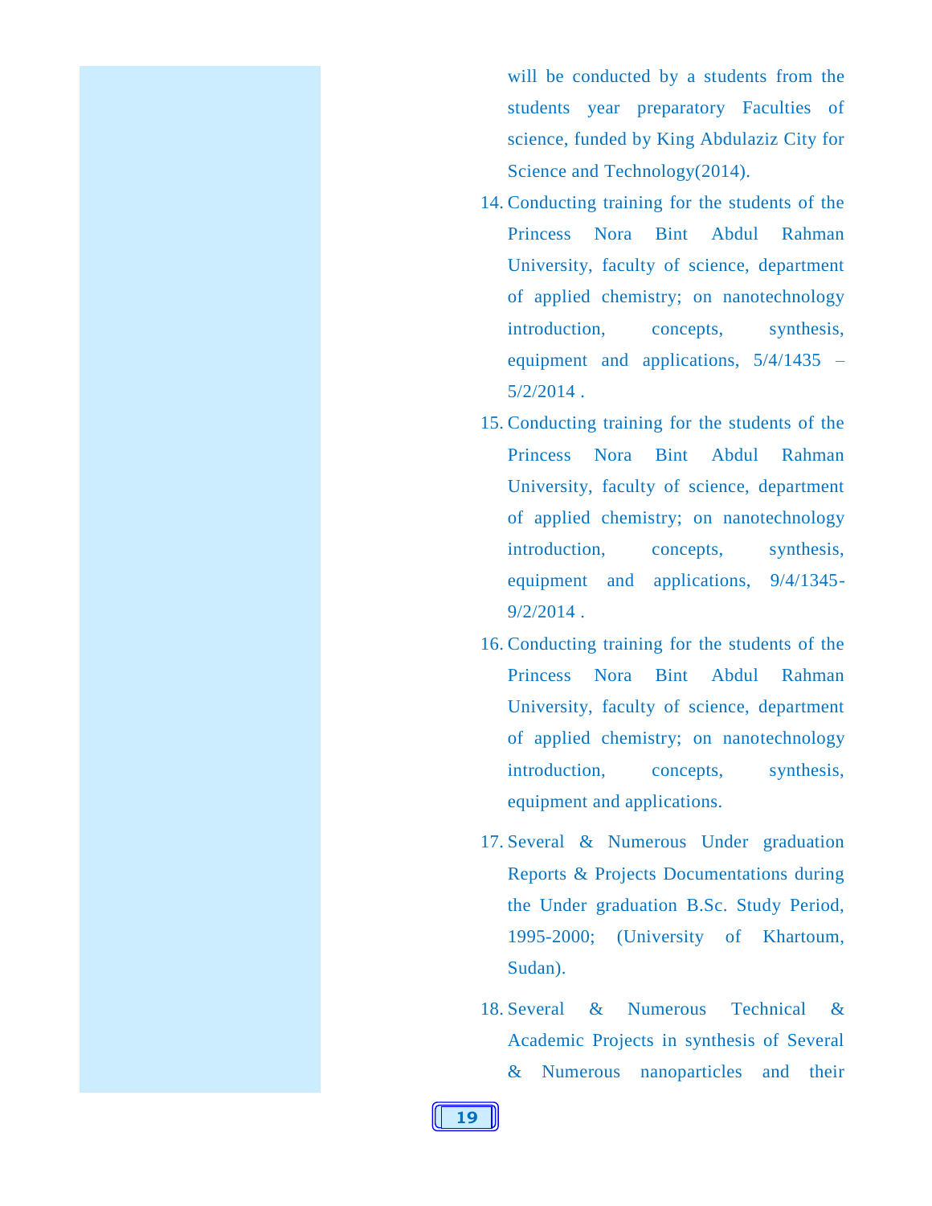will be conducted by a students from the students year preparatory Faculties of science, funded by King Abdulaziz City for Science and Technology(2014).

14. Conducting training for the students of the Princess Nora Bint Abdul Rahman University, faculty of science, department of applied chemistry; on nanotechnology introduction, concepts, synthesis, equipment and applications, 5/4/1435 – 5/2/2014 .
15. Conducting training for the students of the Princess Nora Bint Abdul Rahman University, faculty of science, department of applied chemistry; on nanotechnology introduction, concepts, synthesis, equipment and applications, 9/4/1345-9/2/2014 .
16. Conducting training for the students of the Princess Nora Bint Abdul Rahman University, faculty of science, department of applied chemistry; on nanotechnology introduction, concepts, synthesis, equipment and applications.
17. Several & Numerous Under graduation Reports & Projects Documentations during the Under graduation B.Sc. Study Period, 1995-2000; (University of Khartoum, Sudan).
18. Several & Numerous Technical & Academic Projects in synthesis of Several & Numerous nanoparticles and their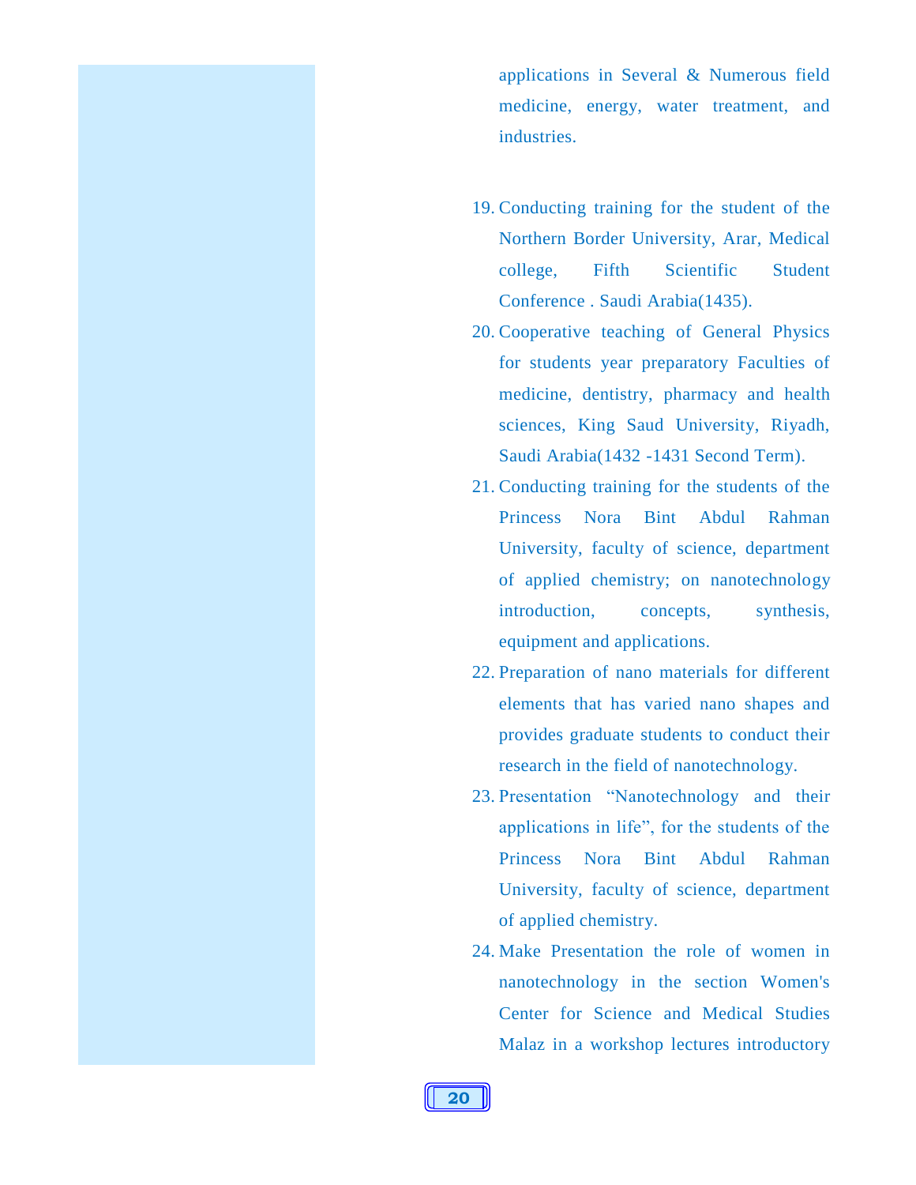applications in Several & Numerous field medicine, energy, water treatment, and industries.

19. Conducting training for the student of the Northern Border University, Arar, Medical college, Fifth Scientific Student Conference . Saudi Arabia(1435).
20. Cooperative teaching of General Physics for students year preparatory Faculties of medicine, dentistry, pharmacy and health sciences, King Saud University, Riyadh, Saudi Arabia(1432 -1431 Second Term).
21. Conducting training for the students of the Princess Nora Bint Abdul Rahman University, faculty of science, department of applied chemistry; on nanotechnology introduction, concepts, synthesis, equipment and applications.
22. Preparation of nano materials for different elements that has varied nano shapes and provides graduate students to conduct their research in the field of nanotechnology.
23. Presentation “Nanotechnology and their applications in life”, for the students of the Princess Nora Bint Abdul Rahman University, faculty of science, department of applied chemistry.
24. Make Presentation the role of women in nanotechnology in the section Women's Center for Science and Medical Studies Malaz in a workshop lectures introductory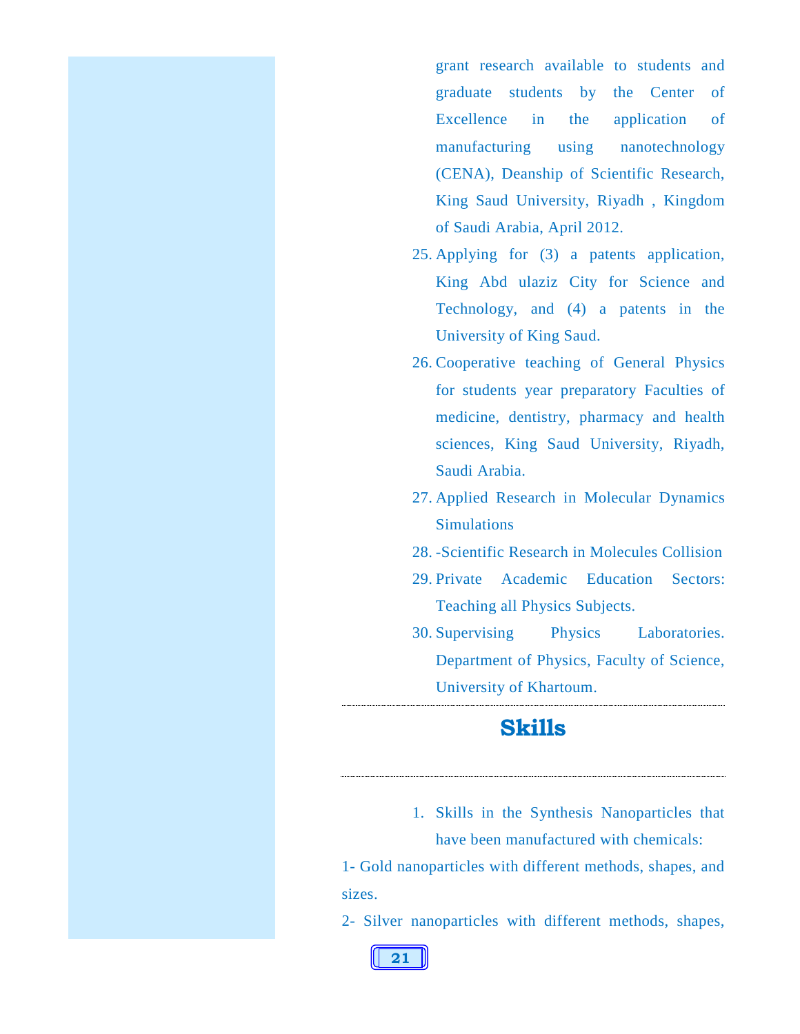grant research available to students and graduate students by the Center of Excellence in the application of manufacturing using nanotechnology (CENA), Deanship of Scientific Research, King Saud University, Riyadh , Kingdom of Saudi Arabia, April 2012.

25. Applying for (3) a patents application, King Abd ulaziz City for Science and Technology, and (4) a patents in the University of King Saud.
26. Cooperative teaching of General Physics for students year preparatory Faculties of medicine, dentistry, pharmacy and health sciences, King Saud University, Riyadh, Saudi Arabia.
27. Applied Research in Molecular Dynamics Simulations
28. -Scientific Research in Molecules Collision
29. Private Academic Education Sectors: Teaching all Physics Subjects.
30. Supervising Physics Laboratories. Department of Physics, Faculty of Science, University of Khartoum.

---

## Skills

---

1. Skills in the Synthesis Nanoparticles that have been manufactured with chemicals:

1- Gold nanoparticles with different methods, shapes, and sizes.

2- Silver nanoparticles with different methods, shapes,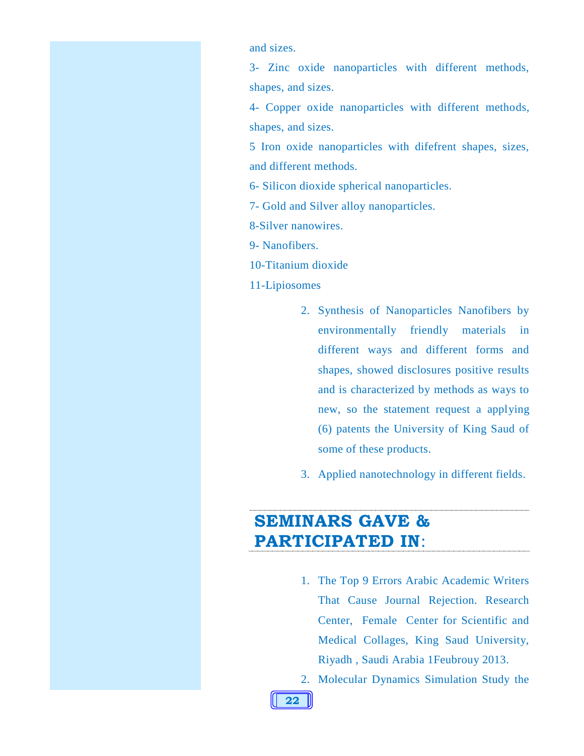and sizes.

3- Zinc oxide nanoparticles with different methods, shapes, and sizes.

4- Copper oxide nanoparticles with different methods, shapes, and sizes.

5 Iron oxide nanoparticles with difefrent shapes, sizes, and different methods.

6- Silicon dioxide spherical nanoparticles.

7- Gold and Silver alloy nanoparticles.

8-Silver nanowires.

9- Nanofibers.

10-Titanium dioxide

11-Lipiosomes

2. Synthesis of Nanoparticles Nanofibers by environmentally friendly materials in different ways and different forms and shapes, showed disclosures positive results and is characterized by methods as ways to new, so the statement request a applying (6) patents the University of King Saud of some of these products.
3. Applied nanotechnology in different fields.

## SEMINARS GAVE & PARTICIPATED IN:

1. The Top 9 Errors Arabic Academic Writers That Cause Journal Rejection. Research Center, Female Center for Scientific and Medical Collages, King Saud University, Riyadh , Saudi Arabia 1Feubrouy 2013.
2. Molecular Dynamics Simulation Study the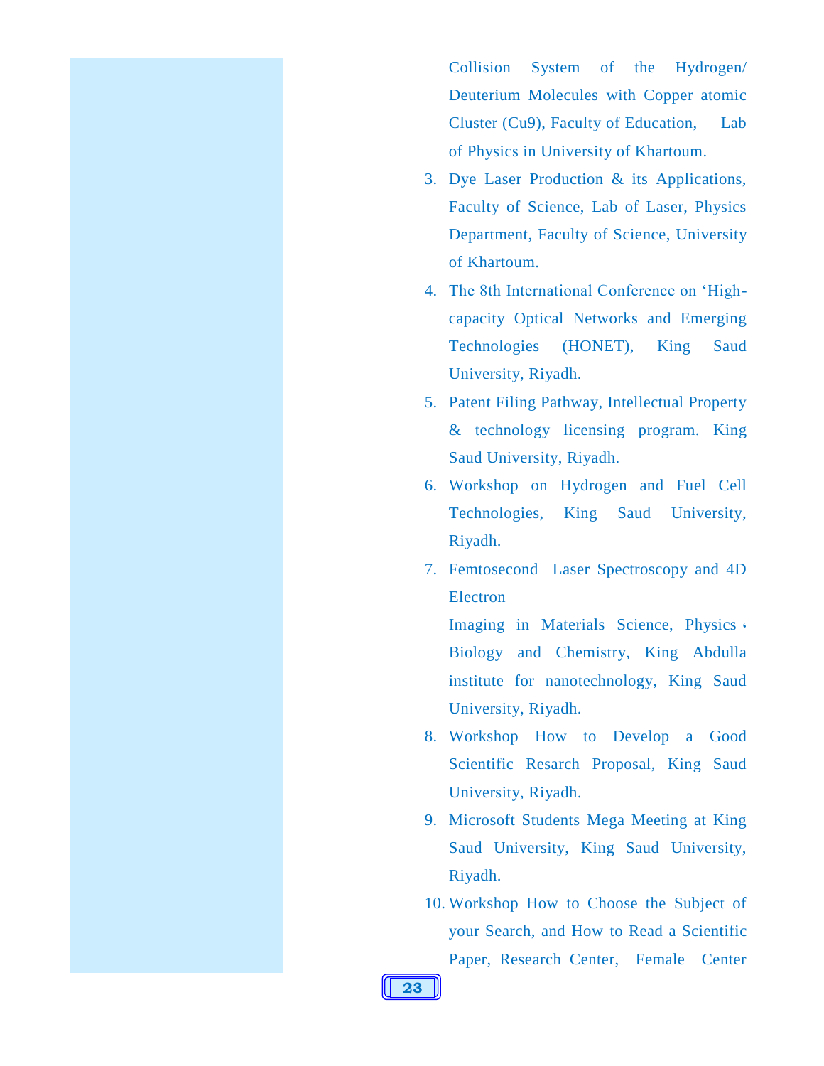Collision System of the Hydrogen/ Deuterium Molecules with Copper atomic Cluster (Cu9), Faculty of Education, Lab of Physics in University of Khartoum.

3. Dye Laser Production & its Applications, Faculty of Science, Lab of Laser, Physics Department, Faculty of Science, University of Khartoum.
4. The 8th International Conference on ‘High-capacity Optical Networks and Emerging Technologies (HONET), King Saud University, Riyadh.
5. Patent Filing Pathway, Intellectual Property & technology licensing program. King Saud University, Riyadh.
6. Workshop on Hydrogen and Fuel Cell Technologies, King Saud University, Riyadh.
7. Femtosecond Laser Spectroscopy and 4D Electron
   Imaging in Materials Science, Physics، Biology and Chemistry, King Abdulla institute for nanotechnology, King Saud University, Riyadh.
8. Workshop How to Develop a Good Scientific Resarch Proposal, King Saud University, Riyadh.
9. Microsoft Students Mega Meeting at King Saud University, King Saud University, Riyadh.
10. Workshop How to Choose the Subject of your Search, and How to Read a Scientific Paper, Research Center, Female Center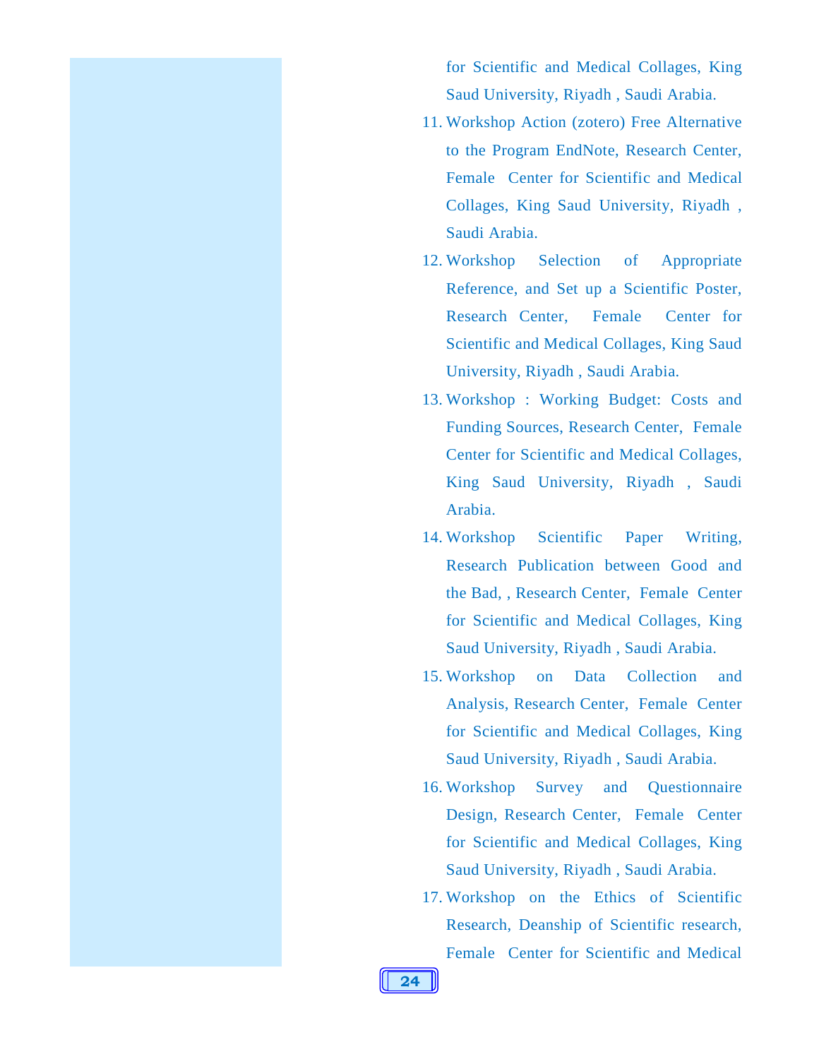for Scientific and Medical Collages, King Saud University, Riyadh , Saudi Arabia.

11. Workshop Action (zotero) Free Alternative to the Program EndNote, Research Center, Female Center for Scientific and Medical Collages, King Saud University, Riyadh , Saudi Arabia.
12. Workshop Selection of Appropriate Reference, and Set up a Scientific Poster, Research Center, Female Center for Scientific and Medical Collages, King Saud University, Riyadh , Saudi Arabia.
13. Workshop : Working Budget: Costs and Funding Sources, Research Center, Female Center for Scientific and Medical Collages, King Saud University, Riyadh , Saudi Arabia.
14. Workshop Scientific Paper Writing, Research Publication between Good and the Bad, , Research Center, Female Center for Scientific and Medical Collages, King Saud University, Riyadh , Saudi Arabia.
15. Workshop on Data Collection and Analysis, Research Center, Female Center for Scientific and Medical Collages, King Saud University, Riyadh , Saudi Arabia.
16. Workshop Survey and Questionnaire Design, Research Center, Female Center for Scientific and Medical Collages, King Saud University, Riyadh , Saudi Arabia.
17. Workshop on the Ethics of Scientific Research, Deanship of Scientific research, Female Center for Scientific and Medical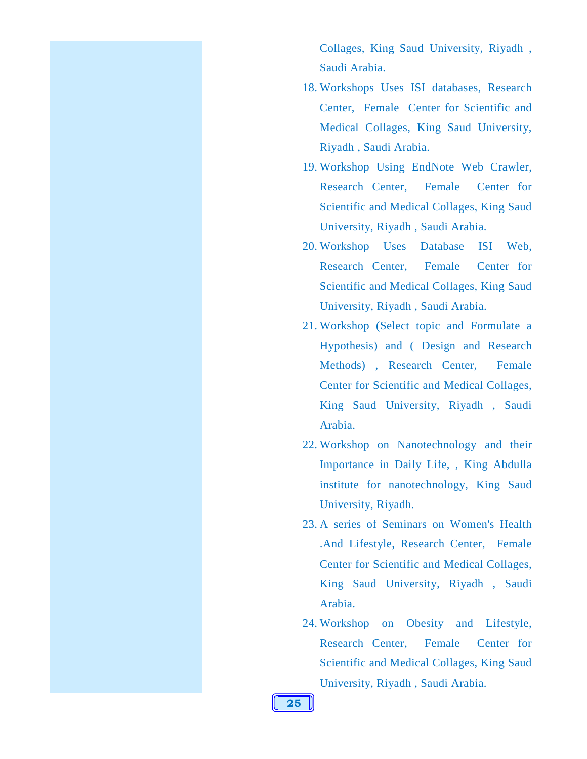Collages, King Saud University, Riyadh , Saudi Arabia.

18. Workshops Uses ISI databases, Research Center, Female Center for Scientific and Medical Collages, King Saud University, Riyadh , Saudi Arabia.
19. Workshop Using EndNote Web Crawler, Research Center, Female Center for Scientific and Medical Collages, King Saud University, Riyadh , Saudi Arabia.
20. Workshop Uses Database ISI Web, Research Center, Female Center for Scientific and Medical Collages, King Saud University, Riyadh , Saudi Arabia.
21. Workshop (Select topic and Formulate a Hypothesis) and ( Design and Research Methods) , Research Center, Female Center for Scientific and Medical Collages, King Saud University, Riyadh , Saudi Arabia.
22. Workshop on Nanotechnology and their Importance in Daily Life, , King Abdulla institute for nanotechnology, King Saud University, Riyadh.
23. A series of Seminars on Women's Health .And Lifestyle, Research Center, Female Center for Scientific and Medical Collages, King Saud University, Riyadh , Saudi Arabia.
24. Workshop on Obesity and Lifestyle, Research Center, Female Center for Scientific and Medical Collages, King Saud University, Riyadh , Saudi Arabia.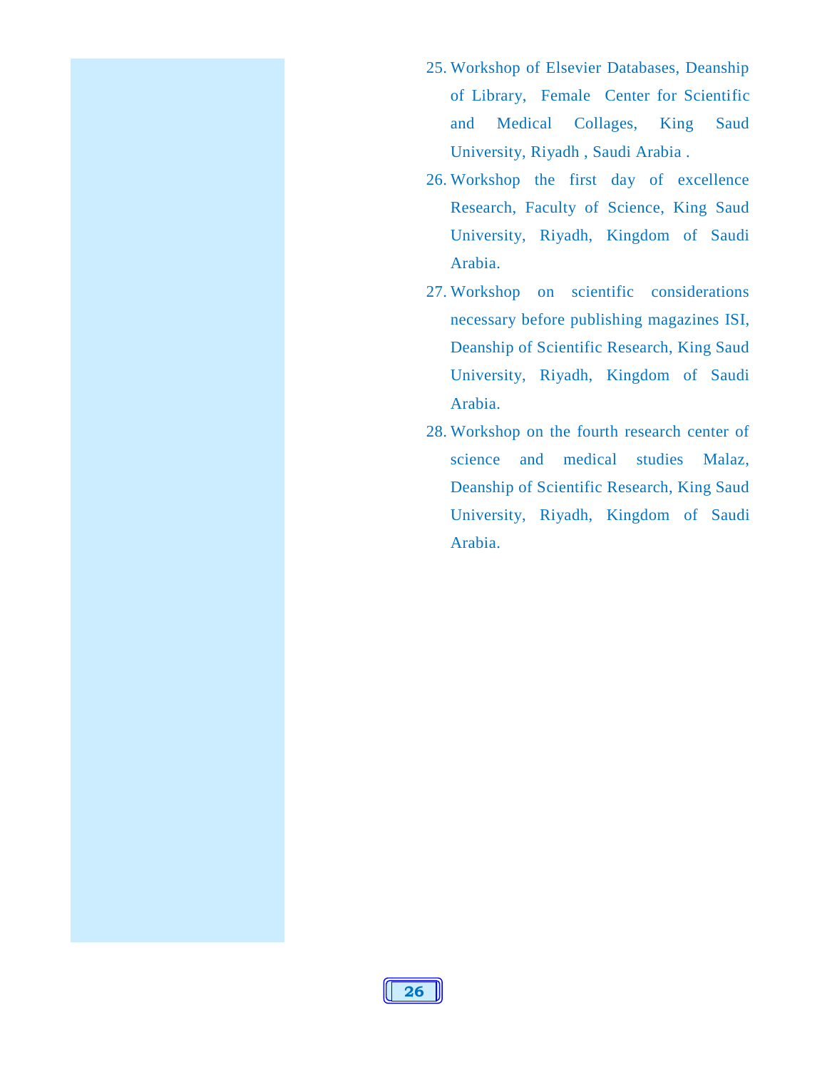25. Workshop of Elsevier Databases, Deanship of Library, Female Center for Scientific and Medical Collages, King Saud University, Riyadh , Saudi Arabia .
26. Workshop the first day of excellence Research, Faculty of Science, King Saud University, Riyadh, Kingdom of Saudi Arabia.
27. Workshop on scientific considerations necessary before publishing magazines ISI, Deanship of Scientific Research, King Saud University, Riyadh, Kingdom of Saudi Arabia.
28. Workshop on the fourth research center of science and medical studies Malaz, Deanship of Scientific Research, King Saud University, Riyadh, Kingdom of Saudi Arabia.